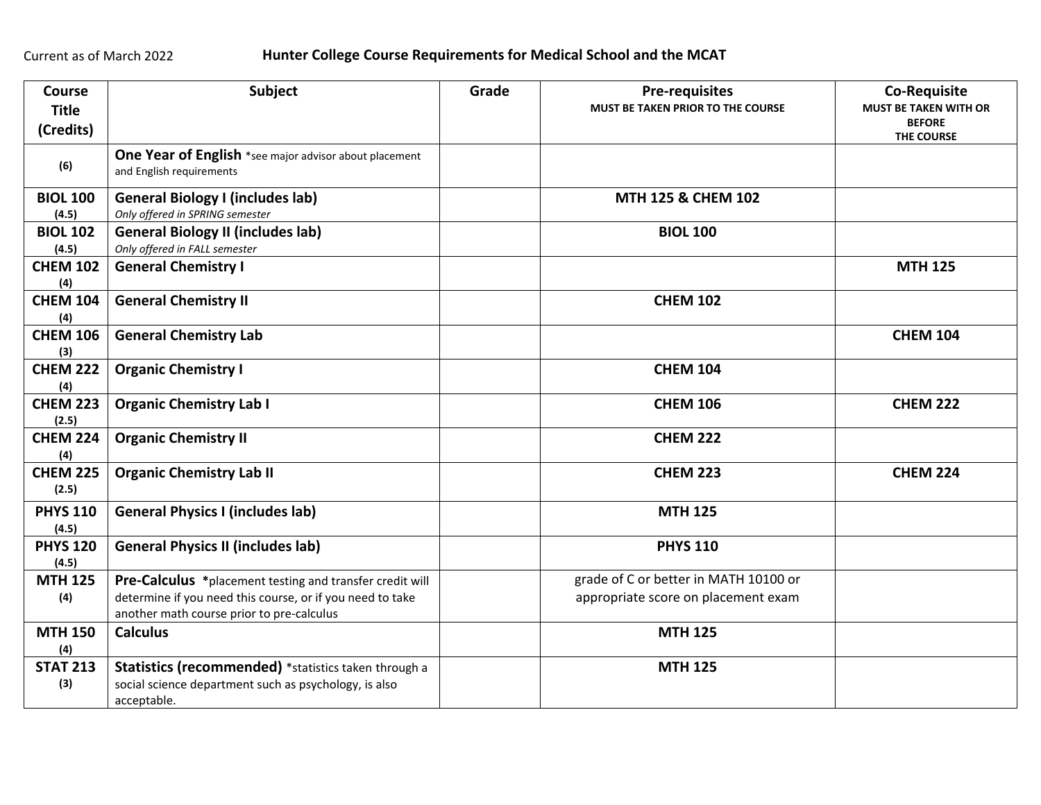Current as of March 2022

# Hunter College Course Requirements for Medical School and the MCAT

| Course Title (Credits) | Subject | Grade | Pre-requisites MUST BE TAKEN PRIOR TO THE COURSE | Co-Requisite MUST BE TAKEN WITH OR BEFORE THE COURSE |
|---|---|---|---|---|
| (6) | **One Year of English** *see major advisor about placement and English requirements | | | |
| **BIOL 100** (4.5) | **General Biology I (includes lab)** *Only offered in SPRING semester* | | **MTH 125 & CHEM 102** | |
| **BIOL 102** (4.5) | **General Biology II (includes lab)** *Only offered in FALL semester* | | **BIOL 100** | |
| **CHEM 102** (4) | **General Chemistry I** | | | **MTH 125** |
| **CHEM 104** (4) | **General Chemistry II** | | **CHEM 102** | |
| **CHEM 106** (3) | **General Chemistry Lab** | | | **CHEM 104** |
| **CHEM 222** (4) | **Organic Chemistry I** | | **CHEM 104** | |
| **CHEM 223** (2.5) | **Organic Chemistry Lab I** | | **CHEM 106** | **CHEM 222** |
| **CHEM 224** (4) | **Organic Chemistry II** | | **CHEM 222** | |
| **CHEM 225** (2.5) | **Organic Chemistry Lab II** | | **CHEM 223** | **CHEM 224** |
| **PHYS 110** (4.5) | **General Physics I (includes lab)** | | **MTH 125** | |
| **PHYS 120** (4.5) | **General Physics II (includes lab)** | | **PHYS 110** | |
| **MTH 125** (4) | **Pre-Calculus** *placement testing and transfer credit will determine if you need this course, or if you need to take another math course prior to pre-calculus | | grade of C or better in MATH 10100 or appropriate score on placement exam | |
| **MTH 150** (4) | **Calculus** | | **MTH 125** | |
| **STAT 213** (3) | **Statistics (recommended)** *statistics taken through a social science department such as psychology, is also acceptable. | | **MTH 125** | |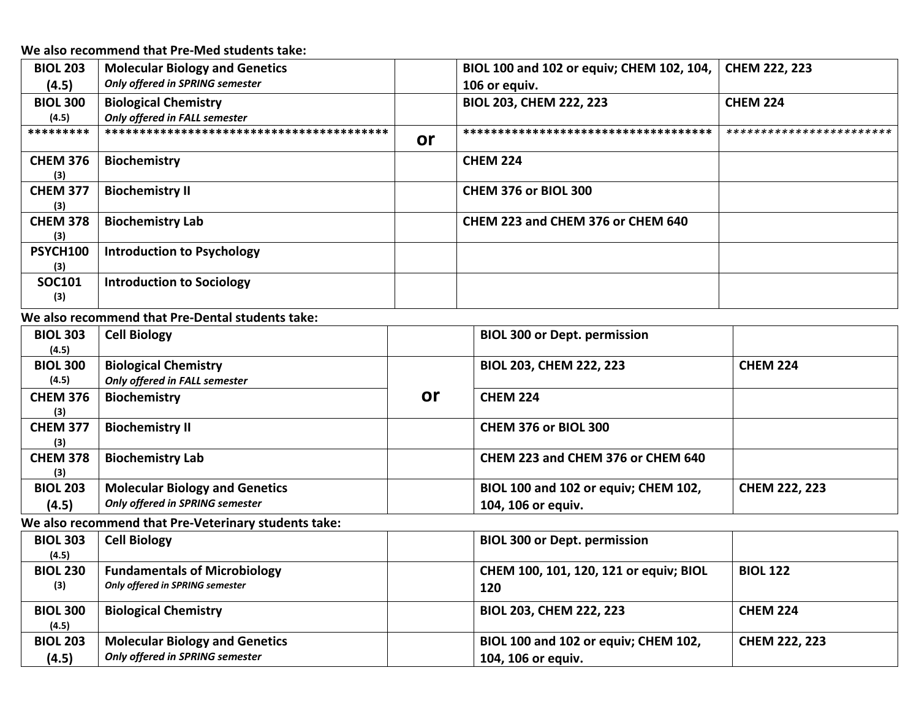**We also recommend that Pre-Med students take:**

| | | | | |
|---|---|---|---|---|
| **BIOL 203 (4.5)** | **Molecular Biology and Genetics** *Only offered in SPRING semester* | | **BIOL 100 and 102 or equiv; CHEM 102, 104, 106 or equiv.** | **CHEM 222, 223** |
| **BIOL 300 (4.5)** | **Biological Chemistry** *Only offered in FALL semester* | | **BIOL 203, CHEM 222, 223** | **CHEM 224** |
| ********* | **************************************** | **or** | *********************************** | *********************** |
| **CHEM 376 (3)** | **Biochemistry** | | **CHEM 224** | |
| **CHEM 377 (3)** | **Biochemistry II** | | **CHEM 376 or BIOL 300** | |
| **CHEM 378 (3)** | **Biochemistry Lab** | | **CHEM 223 and CHEM 376 or CHEM 640** | |
| **PSYCH100 (3)** | **Introduction to Psychology** | | | |
| **SOC101 (3)** | **Introduction to Sociology** | | | |

**We also recommend that Pre-Dental students take:**

| | | | | |
|---|---|---|---|---|
| **BIOL 303 (4.5)** | **Cell Biology** | | **BIOL 300 or Dept. permission** | |
| **BIOL 300 (4.5)** | **Biological Chemistry** *Only offered in FALL semester* | **or** | **BIOL 203, CHEM 222, 223** | **CHEM 224** |
| **CHEM 376 (3)** | **Biochemistry** | | **CHEM 224** | |
| **CHEM 377 (3)** | **Biochemistry II** | | **CHEM 376 or BIOL 300** | |
| **CHEM 378 (3)** | **Biochemistry Lab** | | **CHEM 223 and CHEM 376 or CHEM 640** | |
| **BIOL 203 (4.5)** | **Molecular Biology and Genetics** *Only offered in SPRING semester* | | **BIOL 100 and 102 or equiv; CHEM 102, 104, 106 or equiv.** | **CHEM 222, 223** |

**We also recommend that Pre-Veterinary students take:**

| | | | | |
|---|---|---|---|---|
| **BIOL 303 (4.5)** | **Cell Biology** | | **BIOL 300 or Dept. permission** | |
| **BIOL 230 (3)** | **Fundamentals of Microbiology** *Only offered in SPRING semester* | | **CHEM 100, 101, 120, 121 or equiv; BIOL 120** | **BIOL 122** |
| **BIOL 300 (4.5)** | **Biological Chemistry** | | **BIOL 203, CHEM 222, 223** | **CHEM 224** |
| **BIOL 203 (4.5)** | **Molecular Biology and Genetics** *Only offered in SPRING semester* | | **BIOL 100 and 102 or equiv; CHEM 102, 104, 106 or equiv.** | **CHEM 222, 223** |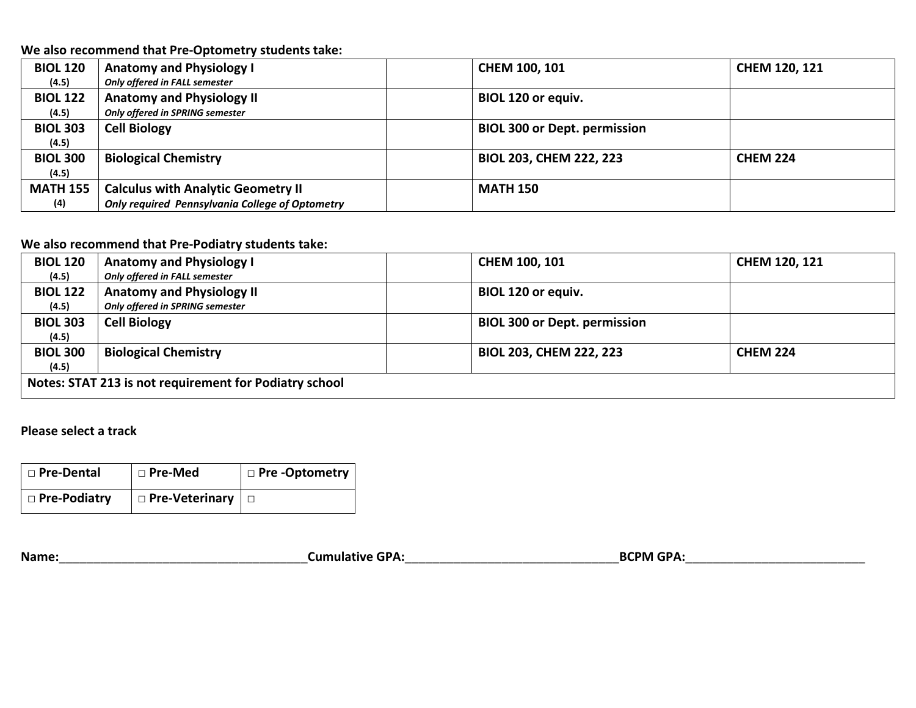**We also recommend that Pre-Optometry students take:**

| | | | | |
|---|---|---|---|---|
| **BIOL 120** **(4.5)** | **Anatomy and Physiology I** *Only offered in FALL semester* | | **CHEM 100, 101** | **CHEM 120, 121** |
| **BIOL 122** **(4.5)** | **Anatomy and Physiology II** *Only offered in SPRING semester* | | **BIOL 120 or equiv.** | |
| **BIOL 303** **(4.5)** | **Cell Biology** | | **BIOL 300 or Dept. permission** | |
| **BIOL 300** **(4.5)** | **Biological Chemistry** | | **BIOL 203, CHEM 222, 223** | **CHEM 224** |
| **MATH 155** **(4)** | **Calculus with Analytic Geometry II** *Only required Pennsylvania College of Optometry* | | **MATH 150** | |

**We also recommend that Pre-Podiatry students take:**

| | | | | |
|---|---|---|---|---|
| **BIOL 120** **(4.5)** | **Anatomy and Physiology I** *Only offered in FALL semester* | | **CHEM 100, 101** | **CHEM 120, 121** |
| **BIOL 122** **(4.5)** | **Anatomy and Physiology II** *Only offered in SPRING semester* | | **BIOL 120 or equiv.** | |
| **BIOL 303** **(4.5)** | **Cell Biology** | | **BIOL 300 or Dept. permission** | |
| **BIOL 300** **(4.5)** | **Biological Chemistry** | | **BIOL 203, CHEM 222, 223** | **CHEM 224** |
| **Notes: STAT 213 is not requirement for Podiatry school** | | | | |

**Please select a track**

| | | |
|---|---|---|
| □ **Pre-Dental** | □ **Pre-Med** | □ **Pre -Optometry** |
| □ **Pre-Podiatry** | □ **Pre-Veterinary** | □ |

**Name:**_____________________________________**Cumulative GPA:**________________________________**BCPM GPA:**__________________________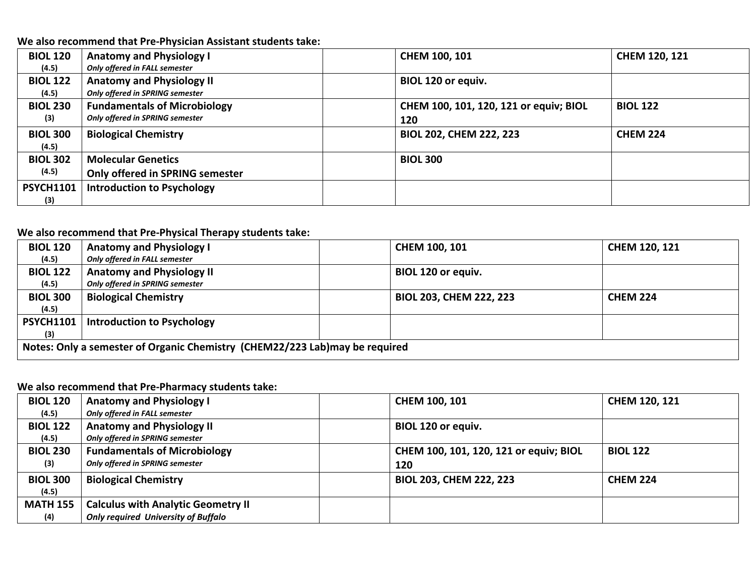**We also recommend that Pre-Physician Assistant students take:**

| | | | | |
|---|---|---|---|---|
| **BIOL 120** (4.5) | **Anatomy and Physiology I** *Only offered in FALL semester* | | **CHEM 100, 101** | **CHEM 120, 121** |
| **BIOL 122** (4.5) | **Anatomy and Physiology II** *Only offered in SPRING semester* | | **BIOL 120 or equiv.** | |
| **BIOL 230** (3) | **Fundamentals of Microbiology** *Only offered in SPRING semester* | | **CHEM 100, 101, 120, 121 or equiv; BIOL 120** | **BIOL 122** |
| **BIOL 300** (4.5) | **Biological Chemistry** | | **BIOL 202, CHEM 222, 223** | **CHEM 224** |
| **BIOL 302** (4.5) | **Molecular Genetics** **Only offered in SPRING semester** | | **BIOL 300** | |
| **PSYCH1101** (3) | **Introduction to Psychology** | | | |

**We also recommend that Pre-Physical Therapy students take:**

| | | | | |
|---|---|---|---|---|
| **BIOL 120** (4.5) | **Anatomy and Physiology I** *Only offered in FALL semester* | | **CHEM 100, 101** | **CHEM 120, 121** |
| **BIOL 122** (4.5) | **Anatomy and Physiology II** *Only offered in SPRING semester* | | **BIOL 120 or equiv.** | |
| **BIOL 300** (4.5) | **Biological Chemistry** | | **BIOL 203, CHEM 222, 223** | **CHEM 224** |
| **PSYCH1101** (3) | **Introduction to Psychology** | | | |
| **Notes: Only a semester of Organic Chemistry (CHEM22/223 Lab)may be required** | | | | |

**We also recommend that Pre-Pharmacy students take:**

| | | | | |
|---|---|---|---|---|
| **BIOL 120** (4.5) | **Anatomy and Physiology I** *Only offered in FALL semester* | | **CHEM 100, 101** | **CHEM 120, 121** |
| **BIOL 122** (4.5) | **Anatomy and Physiology II** *Only offered in SPRING semester* | | **BIOL 120 or equiv.** | |
| **BIOL 230** (3) | **Fundamentals of Microbiology** *Only offered in SPRING semester* | | **CHEM 100, 101, 120, 121 or equiv; BIOL 120** | **BIOL 122** |
| **BIOL 300** (4.5) | **Biological Chemistry** | | **BIOL 203, CHEM 222, 223** | **CHEM 224** |
| **MATH 155** (4) | **Calculus with Analytic Geometry II** *Only required University of Buffalo* | | | |